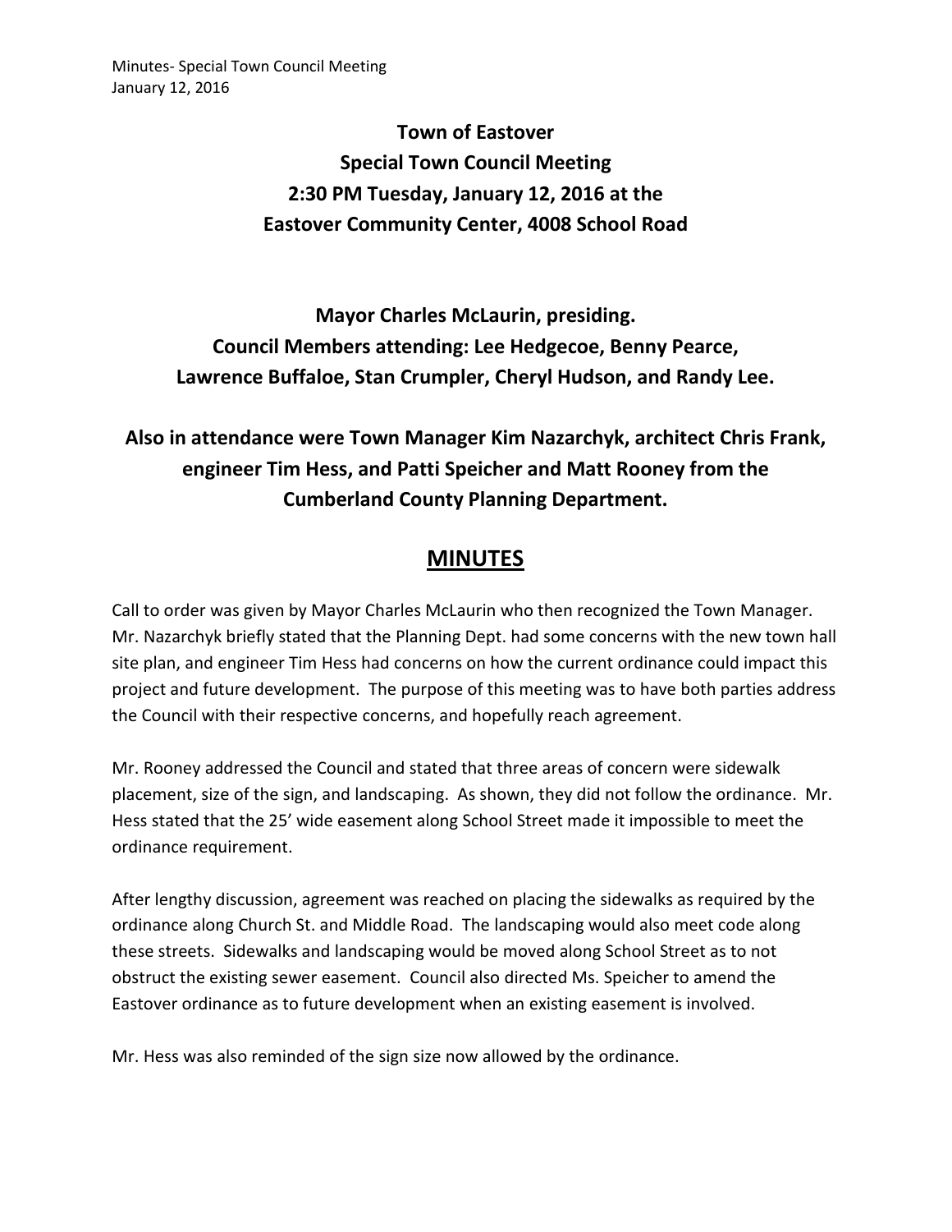# Town of Eastover
# Special Town Council Meeting
# 2:30 PM Tuesday, January 12, 2016 at the
# Eastover Community Center, 4008 School Road

**Mayor Charles McLaurin, presiding.**
**Council Members attending: Lee Hedgecoe, Benny Pearce, Lawrence Buffaloe, Stan Crumpler, Cheryl Hudson, and Randy Lee.**

**Also in attendance were Town Manager Kim Nazarchyk, architect Chris Frank, engineer Tim Hess, and Patti Speicher and Matt Rooney from the Cumberland County Planning Department.**

## MINUTES

Call to order was given by Mayor Charles McLaurin who then recognized the Town Manager. Mr. Nazarchyk briefly stated that the Planning Dept. had some concerns with the new town hall site plan, and engineer Tim Hess had concerns on how the current ordinance could impact this project and future development. The purpose of this meeting was to have both parties address the Council with their respective concerns, and hopefully reach agreement.

Mr. Rooney addressed the Council and stated that three areas of concern were sidewalk placement, size of the sign, and landscaping. As shown, they did not follow the ordinance. Mr. Hess stated that the 25' wide easement along School Street made it impossible to meet the ordinance requirement.

After lengthy discussion, agreement was reached on placing the sidewalks as required by the ordinance along Church St. and Middle Road. The landscaping would also meet code along these streets. Sidewalks and landscaping would be moved along School Street as to not obstruct the existing sewer easement. Council also directed Ms. Speicher to amend the Eastover ordinance as to future development when an existing easement is involved.

Mr. Hess was also reminded of the sign size now allowed by the ordinance.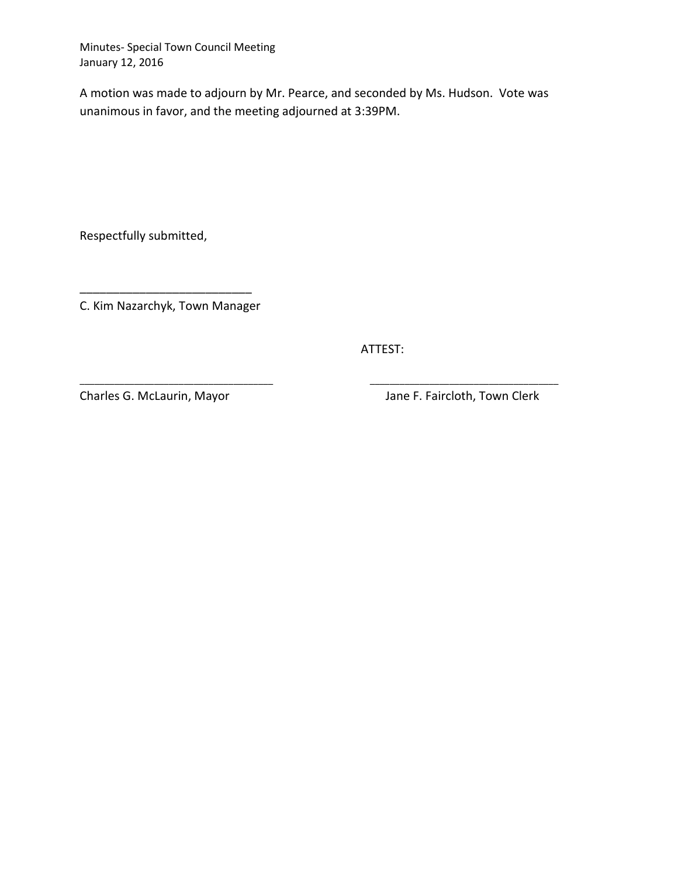A motion was made to adjourn by Mr. Pearce, and seconded by Ms. Hudson. Vote was unanimous in favor, and the meeting adjourned at 3:39PM.

Respectfully submitted,

__________________________

C. Kim Nazarchyk, Town Manager

ATTEST:

______________________________

Charles G. McLaurin, Mayor

______________________________

Jane F. Faircloth, Town Clerk